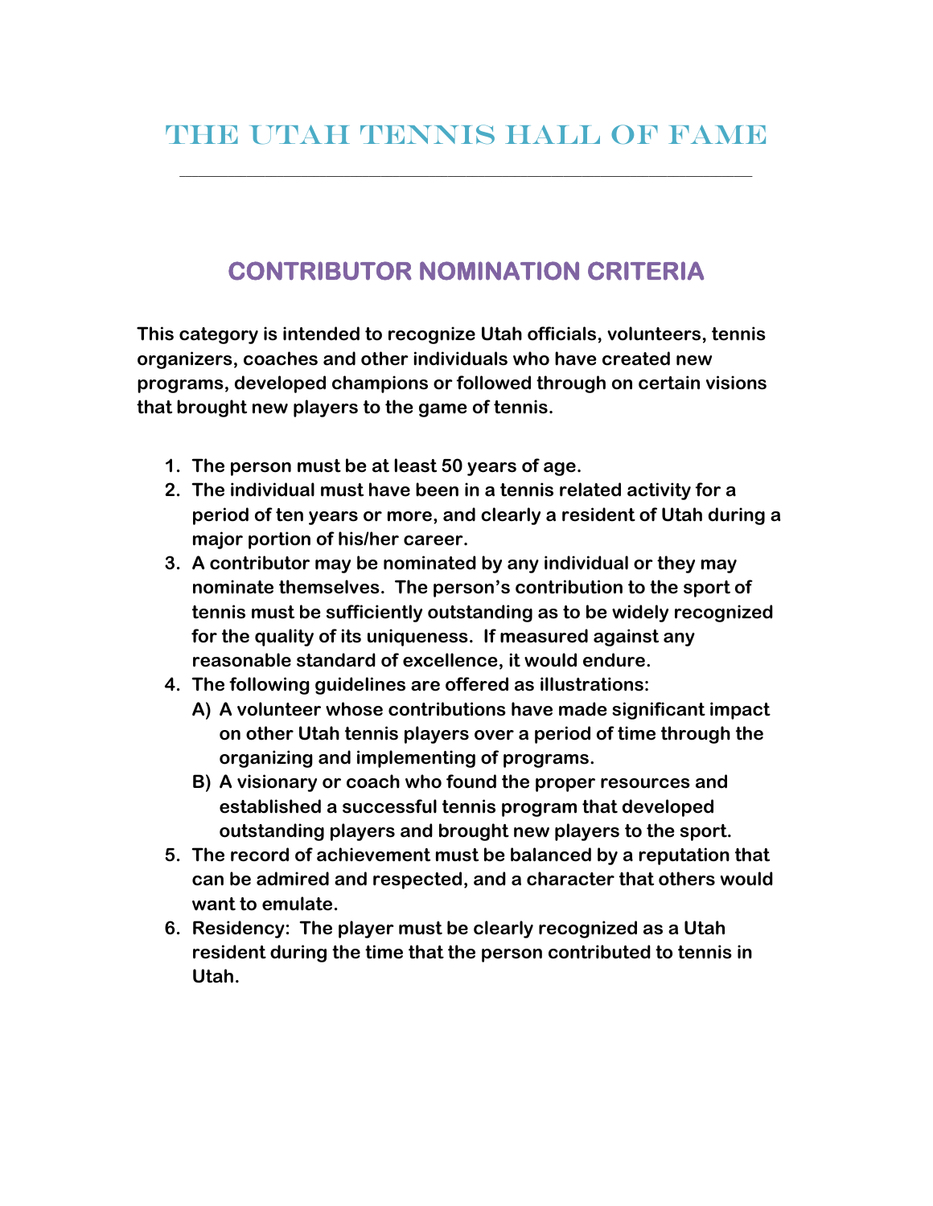# The Utah Tennis Hall of Fame

## CONTRIBUTOR NOMINATION CRITERIA

**This category is intended to recognize Utah officials, volunteers, tennis organizers, coaches and other individuals who have created new programs, developed champions or followed through on certain visions that brought new players to the game of tennis.**

1. **The person must be at least 50 years of age.**
2. **The individual must have been in a tennis related activity for a period of ten years or more, and clearly a resident of Utah during a major portion of his/her career.**
3. **A contributor may be nominated by any individual or they may nominate themselves. The person's contribution to the sport of tennis must be sufficiently outstanding as to be widely recognized for the quality of its uniqueness. If measured against any reasonable standard of excellence, it would endure.**
4. **The following guidelines are offered as illustrations:**
   A) **A volunteer whose contributions have made significant impact on other Utah tennis players over a period of time through the organizing and implementing of programs.**
   B) **A visionary or coach who found the proper resources and established a successful tennis program that developed outstanding players and brought new players to the sport.**
5. **The record of achievement must be balanced by a reputation that can be admired and respected, and a character that others would want to emulate.**
6. **Residency: The player must be clearly recognized as a Utah resident during the time that the person contributed to tennis in Utah.**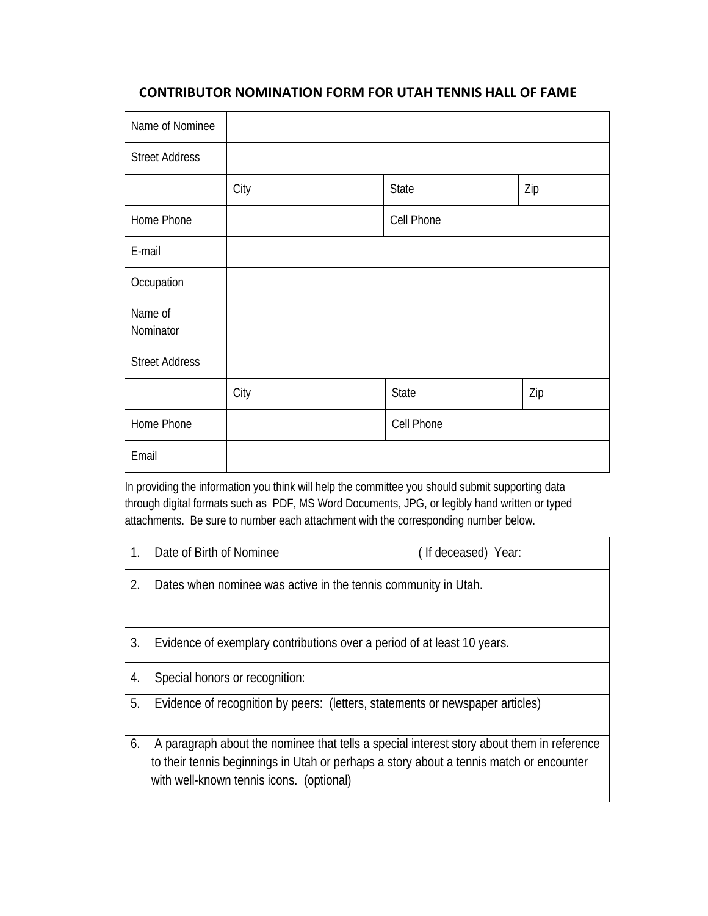## CONTRIBUTOR NOMINATION FORM FOR UTAH TENNIS HALL OF FAME

| | | | |
|---|---|---|---|
| Name of Nominee | | | |
| Street Address | | | |
| | City | State | Zip |
| Home Phone | | Cell Phone | |
| E-mail | | | |
| Occupation | | | |
| Name of Nominator | | | |
| Street Address | | | |
| | City | State | Zip |
| Home Phone | | Cell Phone | |
| Email | | | |

In providing the information you think will help the committee you should submit supporting data through digital formats such as PDF, MS Word Documents, JPG, or legibly hand written or typed attachments. Be sure to number each attachment with the corresponding number below.

| |
|---|
| 1. Date of Birth of Nominee ( If deceased) Year: |
| 2. Dates when nominee was active in the tennis community in Utah. |
| 3. Evidence of exemplary contributions over a period of at least 10 years. |
| 4. Special honors or recognition: |
| 5. Evidence of recognition by peers: (letters, statements or newspaper articles) |
| 6. A paragraph about the nominee that tells a special interest story about them in reference to their tennis beginnings in Utah or perhaps a story about a tennis match or encounter with well-known tennis icons. (optional) |